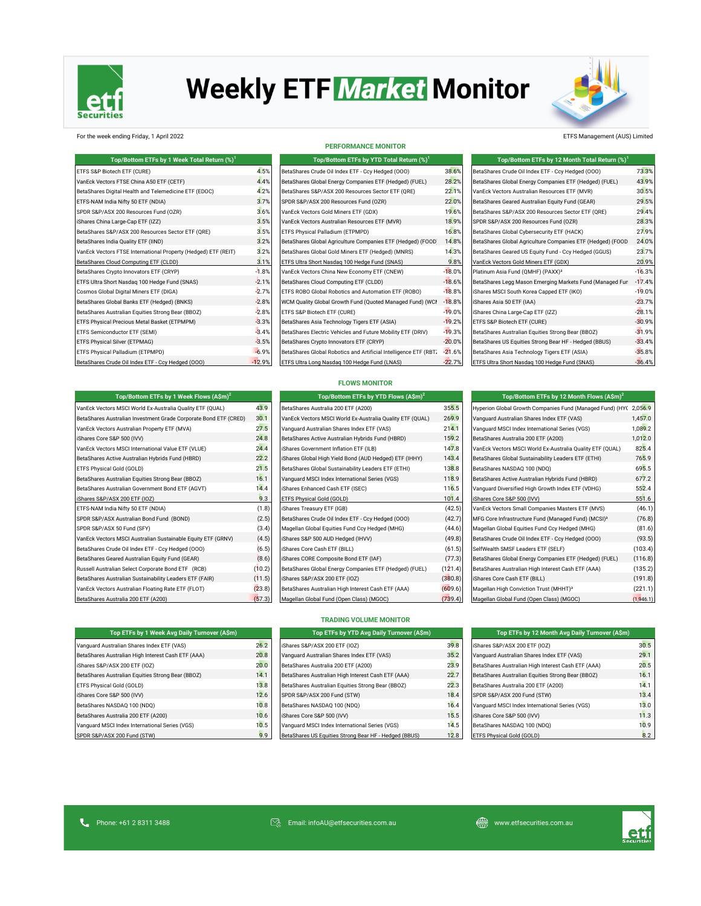# Weekly ETF Market Monitor

For the week ending Friday, 1 April 2022

ETFS Management (AUS) Limited

## PERFORMANCE MONITOR

| Top/Bottom ETFs by 1 Week Total Return (%)[1] | |
|---|---|
| ETFS S&P Biotech ETF (CURE) | 4.5% |
| VanEck Vectors FTSE China A50 ETF (CETF) | 4.4% |
| BetaShares Digital Health and Telemedicine ETF (EDOC) | 4.2% |
| ETFS-NAM India Nifty 50 ETF (NDIA) | 3.7% |
| SPDR S&P/ASX 200 Resources Fund (OZR) | 3.6% |
| iShares China Large-Cap ETF (IZZ) | 3.5% |
| BetaShares S&P/ASX 200 Resources Sector ETF (QRE) | 3.5% |
| BetaShares India Quality ETF (IIND) | 3.2% |
| VanEck Vectors FTSE International Property (Hedged) ETF (REIT) | 3.2% |
| BetaShares Cloud Computing ETF (CLDD) | 3.1% |
| BetaShares Crypto Innovators ETF (CRYP) | -1.8% |
| ETFS Ultra Short Nasdaq 100 Hedge Fund (SNAS) | -2.1% |
| Cosmos Global Digital Miners ETF (DIGA) | -2.7% |
| BetaShares Global Banks ETF (Hedged) (BNKS) | -2.8% |
| BetaShares Australian Equities Strong Bear (BBOZ) | -2.8% |
| ETFS Physical Precious Metal Basket (ETPMPM) | -3.3% |
| ETFS Semiconductor ETF (SEMI) | -3.4% |
| ETFS Physical Silver (ETPMAG) | -3.5% |
| ETFS Physical Palladium (ETPMPD) | -6.9% |
| BetaShares Crude Oil Index ETF - Ccy Hedged (OOO) | -12.9% |

| Top/Bottom ETFs by YTD Total Return (%)[1] | |
|---|---|
| BetaShares Crude Oil Index ETF - Ccy Hedged (OOO) | 38.6% |
| BetaShares Global Energy Companies ETF (Hedged) (FUEL) | 28.2% |
| BetaShares S&P/ASX 200 Resources Sector ETF (QRE) | 22.1% |
| SPDR S&P/ASX 200 Resources Fund (OZR) | 22.0% |
| VanEck Vectors Gold Miners ETF (GDX) | 19.6% |
| VanEck Vectors Australian Resources ETF (MVR) | 18.9% |
| ETFS Physical Palladium (ETPMPD) | 16.8% |
| BetaShares Global Agriculture Companies ETF (Hedged) (FOOD | 14.8% |
| BetaShares Global Gold Miners ETF (Hedged) (MNRS) | 14.3% |
| ETFS Ultra Short Nasdaq 100 Hedge Fund (SNAS) | 9.8% |
| VanEck Vectors China New Economy ETF (CNEW) | -18.0% |
| BetaShares Cloud Computing ETF (CLDD) | -18.6% |
| ETFS ROBO Global Robotics and Automation ETF (ROBO) | -18.8% |
| WCM Quality Global Growth Fund (Quoted Managed Fund) (WCM | -18.8% |
| ETFS S&P Biotech ETF (CURE) | -19.0% |
| BetaShares Asia Technology Tigers ETF (ASIA) | -19.2% |
| BetaShares Electric Vehicles and Future Mobility ETF (DRIV) | -19.3% |
| BetaShares Crypto Innovators ETF (CRYP) | -20.0% |
| BetaShares Global Robotics and Artificial Intelligence ETF (RBTZ | -21.6% |
| ETFS Ultra Long Nasdaq 100 Hedge Fund (LNAS) | -22.7% |

| Top/Bottom ETFs by 12 Month Total Return (%)[1] | |
|---|---|
| BetaShares Crude Oil Index ETF - Ccy Hedged (OOO) | 73.3% |
| BetaShares Global Energy Companies ETF (Hedged) (FUEL) | 43.9% |
| VanEck Vectors Australian Resources ETF (MVR) | 30.5% |
| BetaShares Geared Australian Equity Fund (GEAR) | 29.5% |
| BetaShares S&P/ASX 200 Resources Sector ETF (QRE) | 29.4% |
| SPDR S&P/ASX 200 Resources Fund (OZR) | 28.3% |
| BetaShares Global Cybersecurity ETF (HACK) | 27.9% |
| BetaShares Global Agriculture Companies ETF (Hedged) (FOOD | 24.0% |
| BetaShares Geared US Equity Fund - Ccy Hedged (GGUS) | 23.7% |
| VanEck Vectors Gold Miners ETF (GDX) | 20.9% |
| Platinum Asia Fund (QMHF) (PAXX)[3] | -16.3% |
| BetaShares Legg Mason Emerging Markets Fund (Managed Fun | -17.4% |
| iShares MSCI South Korea Capped ETF (IKO) | -19.0% |
| iShares Asia 50 ETF (IAA) | -23.7% |
| iShares China Large-Cap ETF (IZZ) | -28.1% |
| ETFS S&P Biotech ETF (CURE) | -30.9% |
| BetaShares Australian Equities Strong Bear (BBOZ) | -31.9% |
| BetaShares US Equities Strong Bear HF - Hedged (BBUS) | -33.4% |
| BetaShares Asia Technology Tigers ETF (ASIA) | -35.8% |
| ETFS Ultra Short Nasdaq 100 Hedge Fund (SNAS) | -36.4% |

## FLOWS MONITOR

| Top/Bottom ETFs by 1 Week Flows (A\$m)[2] | |
|---|---|
| VanEck Vectors MSCI World Ex-Australia Quality ETF (QUAL) | 43.9 |
| BetaShares Australian Investment Grade Corporate Bond ETF (CRED) | 30.1 |
| VanEck Vectors Australian Property ETF (MVA) | 27.5 |
| iShares Core S&P 500 (IVV) | 24.8 |
| VanEck Vectors MSCI International Value ETF (VLUE) | 24.4 |
| BetaShares Active Australian Hybrids Fund (HBRD) | 22.2 |
| ETFS Physical Gold (GOLD) | 21.5 |
| BetaShares Australian Equities Strong Bear (BBOZ) | 16.1 |
| BetaShares Australian Government Bond ETF (AGVT) | 14.4 |
| iShares S&P/ASX 200 ETF (IOZ) | 9.3 |
| ETFS-NAM India Nifty 50 ETF (NDIA) | (1.8) |
| SPDR S&P/ASX Australian Bond Fund (BOND) | (2.5) |
| SPDR S&P/ASX 50 Fund (SFY) | (3.4) |
| VanEck Vectors MSCI Australian Sustainable Equity ETF (GRNV) | (4.5) |
| BetaShares Crude Oil Index ETF - Ccy Hedged (OOO) | (6.5) |
| BetaShares Geared Australian Equity Fund (GEAR) | (8.6) |
| Russell Australian Select Corporate Bond ETF (RCB) | (10.2) |
| BetaShares Australian Sustainability Leaders ETF (FAIR) | (11.5) |
| VanEck Vectors Australian Floating Rate ETF (FLOT) | (23.8) |
| BetaShares Australia 200 ETF (A200) | (57.3) |

| Top/Bottom ETFs by YTD Flows (A\$m)[2] | |
|---|---|
| BetaShares Australia 200 ETF (A200) | 355.5 |
| VanEck Vectors MSCI World Ex-Australia Quality ETF (QUAL) | 269.9 |
| Vanguard Australian Shares Index ETF (VAS) | 214.1 |
| BetaShares Active Australian Hybrids Fund (HBRD) | 159.2 |
| iShares Government Inflation ETF (ILB) | 147.8 |
| iShares Global High Yield Bond (AUD Hedged) ETF (IHHY) | 143.4 |
| BetaShares Global Sustainability Leaders ETF (ETHI) | 138.8 |
| Vanguard MSCI Index International Series (VGS) | 118.9 |
| iShares Enhanced Cash ETF (ISEC) | 116.5 |
| ETFS Physical Gold (GOLD) | 101.4 |
| iShares Treasury ETF (IGB) | (42.5) |
| BetaShares Crude Oil Index ETF - Ccy Hedged (OOO) | (42.7) |
| Magellan Global Equities Fund Ccy Hedged (MHG) | (44.6) |
| iShares S&P 500 AUD Hedged (IHVV) | (49.8) |
| iShares Core Cash ETF (BILL) | (61.5) |
| iShares CORE Composite Bond ETF (IAF) | (77.3) |
| BetaShares Global Energy Companies ETF (Hedged) (FUEL) | (121.4) |
| iShares S&P/ASX 200 ETF (IOZ) | (380.8) |
| BetaShares Australian High Interest Cash ETF (AAA) | (609.6) |
| Magellan Global Fund (Open Class) (MGOC) | (739.4) |

| Top/Bottom ETFs by 12 Month Flows (A\$m)[2] | |
|---|---|
| Hyperion Global Growth Companies Fund (Managed Fund) (HYG | 2,056.9 |
| Vanguard Australian Shares Index ETF (VAS) | 1,457.0 |
| Vanguard MSCI Index International Series (VGS) | 1,089.2 |
| BetaShares Australia 200 ETF (A200) | 1,012.0 |
| VanEck Vectors MSCI World Ex-Australia Quality ETF (QUAL) | 825.4 |
| BetaShares Global Sustainability Leaders ETF (ETHI) | 765.9 |
| BetaShares NASDAQ 100 (NDQ) | 695.5 |
| BetaShares Active Australian Hybrids Fund (HBRD) | 677.2 |
| Vanguard Diversified High Growth Index ETF (VDHG) | 552.4 |
| iShares Core S&P 500 (IVV) | 551.6 |
| VanEck Vectors Small Companies Masters ETF (MVS) | (46.1) |
| MFG Core Infrastructure Fund (Managed Fund) (MCSI)[3] | (76.8) |
| Magellan Global Equities Fund Ccy Hedged (MHG) | (81.6) |
| BetaShares Crude Oil Index ETF - Ccy Hedged (OOO) | (93.5) |
| SelfWealth SMSF Leaders ETF (SELF) | (103.4) |
| BetaShares Global Energy Companies ETF (Hedged) (FUEL) | (116.8) |
| BetaShares Australian High Interest Cash ETF (AAA) | (135.2) |
| iShares Core Cash ETF (BILL) | (191.8) |
| Magellan High Conviction Trust (MHHT)[3] | (221.1) |
| Magellan Global Fund (Open Class) (MGOC) | (1,946.1) |

## TRADING VOLUME MONITOR

| Top ETFs by 1 Week Avg Daily Turnover (A\$m) | |
|---|---|
| Vanguard Australian Shares Index ETF (VAS) | 26.2 |
| BetaShares Australian High Interest Cash ETF (AAA) | 20.8 |
| iShares S&P/ASX 200 ETF (IOZ) | 20.0 |
| BetaShares Australian Equities Strong Bear (BBOZ) | 14.1 |
| ETFS Physical Gold (GOLD) | 13.8 |
| iShares Core S&P 500 (IVV) | 12.6 |
| BetaShares NASDAQ 100 (NDQ) | 10.8 |
| BetaShares Australia 200 ETF (A200) | 10.6 |
| Vanguard MSCI Index International Series (VGS) | 10.5 |
| SPDR S&P/ASX 200 Fund (STW) | 9.9 |

| Top ETFs by YTD Avg Daily Turnover (A\$m) | |
|---|---|
| iShares S&P/ASX 200 ETF (IOZ) | 39.8 |
| Vanguard Australian Shares Index ETF (VAS) | 35.2 |
| BetaShares Australia 200 ETF (A200) | 23.9 |
| BetaShares Australian High Interest Cash ETF (AAA) | 22.7 |
| BetaShares Australian Equities Strong Bear (BBOZ) | 22.3 |
| SPDR S&P/ASX 200 Fund (STW) | 18.4 |
| BetaShares NASDAQ 100 (NDQ) | 16.4 |
| iShares Core S&P 500 (IVV) | 15.5 |
| Vanguard MSCI Index International Series (VGS) | 14.5 |
| BetaShares US Equities Strong Bear HF - Hedged (BBUS) | 12.8 |

| Top ETFs by 12 Month Avg Daily Turnover (A\$m) | |
|---|---|
| iShares S&P/ASX 200 ETF (IOZ) | 30.5 |
| Vanguard Australian Shares Index ETF (VAS) | 29.1 |
| BetaShares Australian High Interest Cash ETF (AAA) | 20.5 |
| BetaShares Australian Equities Strong Bear (BBOZ) | 16.1 |
| BetaShares Australia 200 ETF (A200) | 14.1 |
| SPDR S&P/ASX 200 Fund (STW) | 13.4 |
| Vanguard MSCI Index International Series (VGS) | 13.0 |
| iShares Core S&P 500 (IVV) | 11.3 |
| BetaShares NASDAQ 100 (NDQ) | 10.9 |
| ETFS Physical Gold (GOLD) | 8.2 |

Phone: +61 2 8311 3488 Email: infoAU@etfsecurities.com.au www.etfsecurities.com.au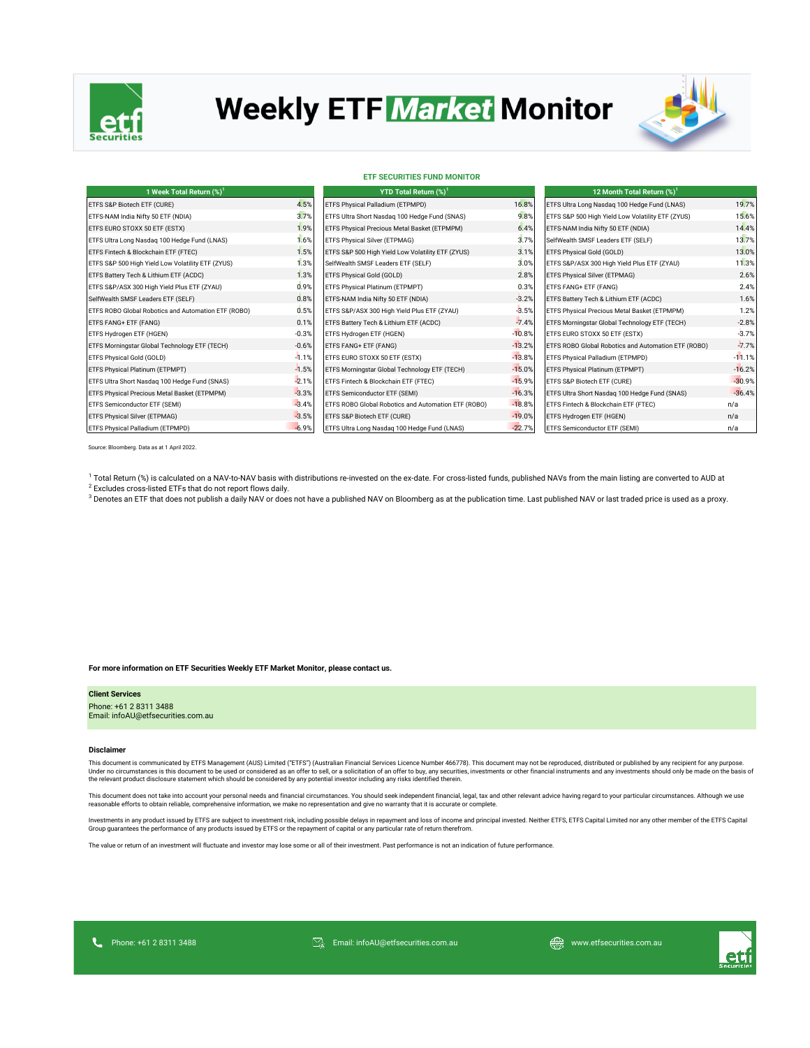# Weekly ETF Market Monitor

## ETF SECURITIES FUND MONITOR

| 1 Week Total Return (%)[1] | |
|---|---|
| ETFS S&P Biotech ETF (CURE) | 4.5% |
| ETFS-NAM India Nifty 50 ETF (NDIA) | 3.7% |
| ETFS EURO STOXX 50 ETF (ESTX) | 1.9% |
| ETFS Ultra Long Nasdaq 100 Hedge Fund (LNAS) | 1.6% |
| ETFS Fintech & Blockchain ETF (FTEC) | 1.5% |
| ETFS S&P 500 High Yield Low Volatility ETF (ZYUS) | 1.3% |
| ETFS Battery Tech & Lithium ETF (ACDC) | 1.3% |
| ETFS S&P/ASX 300 High Yield Plus ETF (ZYAU) | 0.9% |
| SelfWealth SMSF Leaders ETF (SELF) | 0.8% |
| ETFS ROBO Global Robotics and Automation ETF (ROBO) | 0.5% |
| ETFS FANG+ ETF (FANG) | 0.1% |
| ETFS Hydrogen ETF (HGEN) | -0.3% |
| ETFS Morningstar Global Technology ETF (TECH) | -0.6% |
| ETFS Physical Gold (GOLD) | -1.1% |
| ETFS Physical Platinum (ETPMPT) | -1.5% |
| ETFS Ultra Short Nasdaq 100 Hedge Fund (SNAS) | -2.1% |
| ETFS Physical Precious Metal Basket (ETPMPM) | -3.3% |
| ETFS Semiconductor ETF (SEMI) | -3.4% |
| ETFS Physical Silver (ETPMAG) | -3.5% |
| ETFS Physical Palladium (ETPMPD) | -6.9% |

| YTD Total Return (%)[1] | |
|---|---|
| ETFS Physical Palladium (ETPMPD) | 16.8% |
| ETFS Ultra Short Nasdaq 100 Hedge Fund (SNAS) | 9.8% |
| ETFS Physical Precious Metal Basket (ETPMPM) | 6.4% |
| ETFS Physical Silver (ETPMAG) | 3.7% |
| ETFS S&P 500 High Yield Low Volatility ETF (ZYUS) | 3.1% |
| SelfWealth SMSF Leaders ETF (SELF) | 3.0% |
| ETFS Physical Gold (GOLD) | 2.8% |
| ETFS Physical Platinum (ETPMPT) | 0.3% |
| ETFS-NAM India Nifty 50 ETF (NDIA) | -3.2% |
| ETFS S&P/ASX 300 High Yield Plus ETF (ZYAU) | -3.5% |
| ETFS Battery Tech & Lithium ETF (ACDC) | -7.4% |
| ETFS Hydrogen ETF (HGEN) | -10.8% |
| ETFS FANG+ ETF (FANG) | -13.2% |
| ETFS EURO STOXX 50 ETF (ESTX) | -13.8% |
| ETFS Morningstar Global Technology ETF (TECH) | -15.0% |
| ETFS Fintech & Blockchain ETF (FTEC) | -15.9% |
| ETFS Semiconductor ETF (SEMI) | -16.3% |
| ETFS ROBO Global Robotics and Automation ETF (ROBO) | -18.8% |
| ETFS S&P Biotech ETF (CURE) | -19.0% |
| ETFS Ultra Long Nasdaq 100 Hedge Fund (LNAS) | -22.7% |

| 12 Month Total Return (%)[1] | |
|---|---|
| ETFS Ultra Long Nasdaq 100 Hedge Fund (LNAS) | 19.7% |
| ETFS S&P 500 High Yield Low Volatility ETF (ZYUS) | 15.6% |
| ETFS-NAM India Nifty 50 ETF (NDIA) | 14.4% |
| SelfWealth SMSF Leaders ETF (SELF) | 13.7% |
| ETFS Physical Gold (GOLD) | 13.0% |
| ETFS S&P/ASX 300 High Yield Plus ETF (ZYAU) | 11.3% |
| ETFS Physical Silver (ETPMAG) | 2.6% |
| ETFS FANG+ ETF (FANG) | 2.4% |
| ETFS Battery Tech & Lithium ETF (ACDC) | 1.6% |
| ETFS Physical Precious Metal Basket (ETPMPM) | 1.2% |
| ETFS Morningstar Global Technology ETF (TECH) | -2.8% |
| ETFS EURO STOXX 50 ETF (ESTX) | -3.7% |
| ETFS ROBO Global Robotics and Automation ETF (ROBO) | -7.7% |
| ETFS Physical Palladium (ETPMPD) | -11.1% |
| ETFS Physical Platinum (ETPMPT) | -16.2% |
| ETFS S&P Biotech ETF (CURE) | -30.9% |
| ETFS Ultra Short Nasdaq 100 Hedge Fund (SNAS) | -36.4% |
| ETFS Fintech & Blockchain ETF (FTEC) | n/a |
| ETFS Hydrogen ETF (HGEN) | n/a |
| ETFS Semiconductor ETF (SEMI) | n/a |

Source: Bloomberg. Data as at 1 April 2022.

[1] Total Return (%) is calculated on a NAV-to-NAV basis with distributions re-invested on the ex-date. For cross-listed funds, published NAVs from the main listing are converted to AUD at
[2] Excludes cross-listed ETFs that do not report flows daily.
[3] Denotes an ETF that does not publish a daily NAV or does not have a published NAV on Bloomberg as at the publication time. Last published NAV or last traded price is used as a proxy.

**For more information on ETF Securities Weekly ETF Market Monitor, please contact us.**

**Client Services**
Phone: +61 2 8311 3488
Email: infoAU@etfsecurities.com.au

**Disclaimer**

This document is communicated by ETFS Management (AUS) Limited ("ETFS") (Australian Financial Services Licence Number 466778). This document may not be reproduced, distributed or published by any recipient for any purpose. Under no circumstances is this document to be used or considered as an offer to sell, or a solicitation of an offer to buy, any securities, investments or other financial instruments and any investments should only be made on the basis of the relevant product disclosure statement which should be considered by any potential investor including any risks identified therein.

This document does not take into account your personal needs and financial circumstances. You should seek independent financial, legal, tax and other relevant advice having regard to your particular circumstances. Although we use reasonable efforts to obtain reliable, comprehensive information, we make no representation and give no warranty that it is accurate or complete.

Investments in any product issued by ETFS are subject to investment risk, including possible delays in repayment and loss of income and principal invested. Neither ETFS, ETFS Capital Limited nor any other member of the ETFS Capital Group guarantees the performance of any products issued by ETFS or the repayment of capital or any particular rate of return therefrom.

The value or return of an investment will fluctuate and investor may lose some or all of their investment. Past performance is not an indication of future performance.

Phone: +61 2 8311 3488 Email: infoAU@etfsecurities.com.au www.etfsecurities.com.au